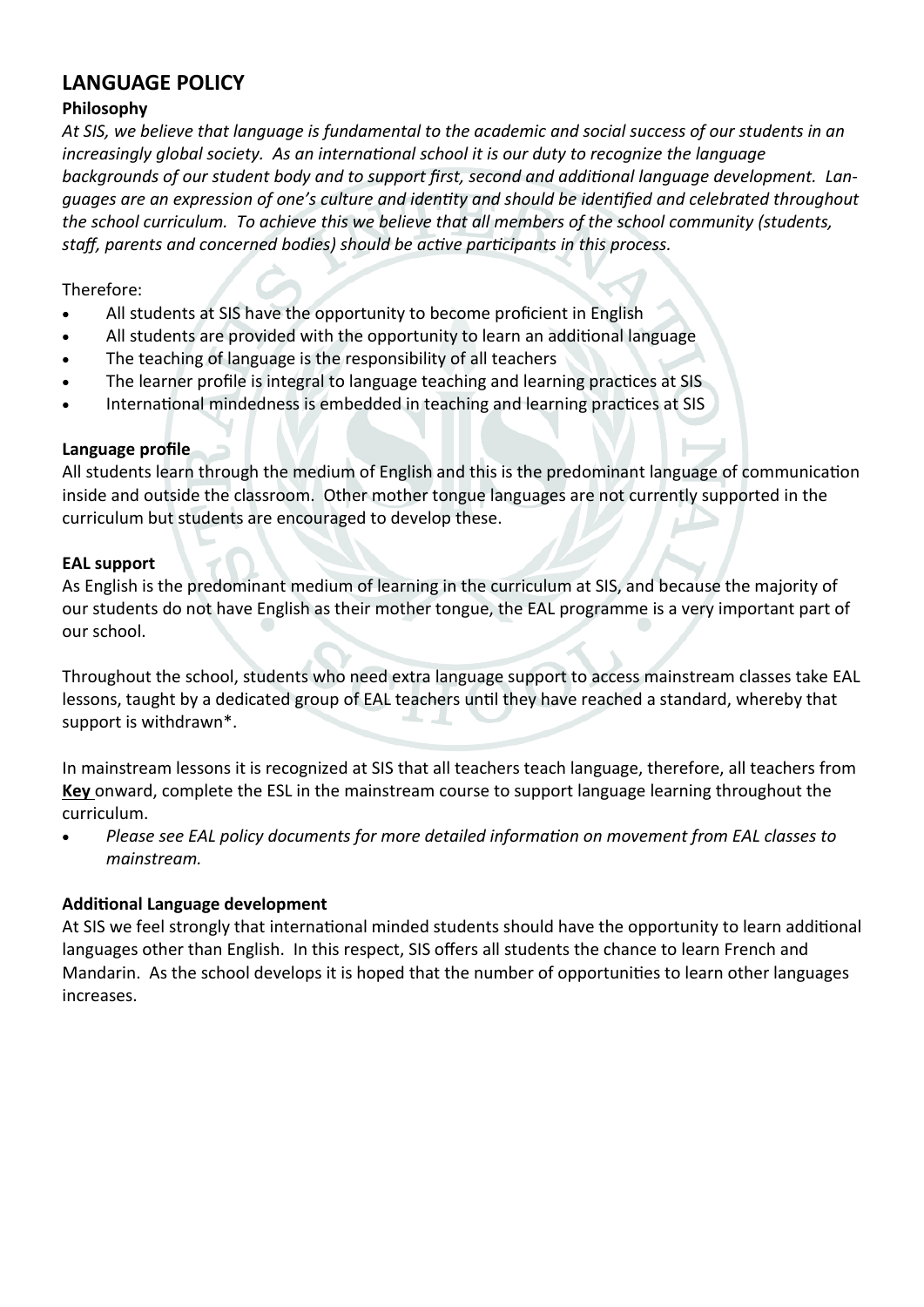# LANGUAGE POLICY

### Philosophy

*At SIS, we believe that language is fundamental to the academic and social success of our students in an increasingly global society. As an international school it is our duty to recognize the language backgrounds of our student body and to support first, second and additional language development. Languages are an expression of one's culture and identity and should be identified and celebrated throughout the school curriculum. To achieve this we believe that all members of the school community (students, staff, parents and concerned bodies) should be active participants in this process.*

Therefore:

- All students at SIS have the opportunity to become proficient in English
- All students are provided with the opportunity to learn an additional language
- The teaching of language is the responsibility of all teachers
- The learner profile is integral to language teaching and learning practices at SIS
- International mindedness is embedded in teaching and learning practices at SIS

### Language profile

All students learn through the medium of English and this is the predominant language of communication inside and outside the classroom. Other mother tongue languages are not currently supported in the curriculum but students are encouraged to develop these.

### EAL support

As English is the predominant medium of learning in the curriculum at SIS, and because the majority of our students do not have English as their mother tongue, the EAL programme is a very important part of our school.

Throughout the school, students who need extra language support to access mainstream classes take EAL lessons, taught by a dedicated group of EAL teachers until they have reached a standard, whereby that support is withdrawn*.

In mainstream lessons it is recognized at SIS that all teachers teach language, therefore, all teachers from **Key** onward, complete the ESL in the mainstream course to support language learning throughout the curriculum.

- *Please see EAL policy documents for more detailed information on movement from EAL classes to mainstream.*

### Additional Language development

At SIS we feel strongly that international minded students should have the opportunity to learn additional languages other than English. In this respect, SIS offers all students the chance to learn French and Mandarin. As the school develops it is hoped that the number of opportunities to learn other languages increases.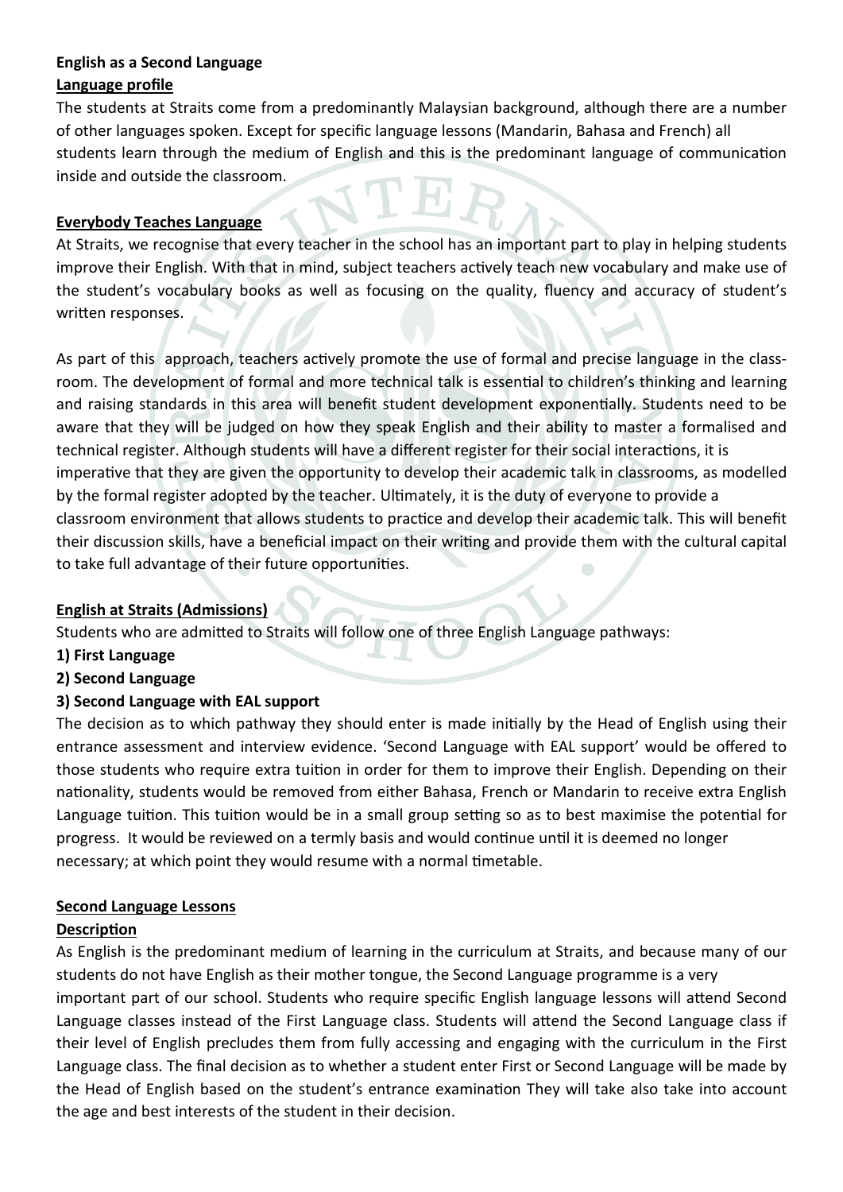**English as a Second Language**

**Language profile**

The students at Straits come from a predominantly Malaysian background, although there are a number of other languages spoken. Except for specific language lessons (Mandarin, Bahasa and French) all students learn through the medium of English and this is the predominant language of communication inside and outside the classroom.

**Everybody Teaches Language**

At Straits, we recognise that every teacher in the school has an important part to play in helping students improve their English. With that in mind, subject teachers actively teach new vocabulary and make use of the student's vocabulary books as well as focusing on the quality, fluency and accuracy of student's written responses.

As part of this approach, teachers actively promote the use of formal and precise language in the classroom. The development of formal and more technical talk is essential to children's thinking and learning and raising standards in this area will benefit student development exponentially. Students need to be aware that they will be judged on how they speak English and their ability to master a formalised and technical register. Although students will have a different register for their social interactions, it is imperative that they are given the opportunity to develop their academic talk in classrooms, as modelled by the formal register adopted by the teacher. Ultimately, it is the duty of everyone to provide a classroom environment that allows students to practice and develop their academic talk. This will benefit their discussion skills, have a beneficial impact on their writing and provide them with the cultural capital to take full advantage of their future opportunities.

**English at Straits (Admissions)**

Students who are admitted to Straits will follow one of three English Language pathways:

**1) First Language**

**2) Second Language**

**3) Second Language with EAL support**

The decision as to which pathway they should enter is made initially by the Head of English using their entrance assessment and interview evidence. 'Second Language with EAL support' would be offered to those students who require extra tuition in order for them to improve their English. Depending on their nationality, students would be removed from either Bahasa, French or Mandarin to receive extra English Language tuition. This tuition would be in a small group setting so as to best maximise the potential for progress. It would be reviewed on a termly basis and would continue until it is deemed no longer necessary; at which point they would resume with a normal timetable.

**Second Language Lessons**

**Description**

As English is the predominant medium of learning in the curriculum at Straits, and because many of our students do not have English as their mother tongue, the Second Language programme is a very important part of our school. Students who require specific English language lessons will attend Second Language classes instead of the First Language class. Students will attend the Second Language class if their level of English precludes them from fully accessing and engaging with the curriculum in the First Language class. The final decision as to whether a student enter First or Second Language will be made by the Head of English based on the student's entrance examination They will take also take into account the age and best interests of the student in their decision.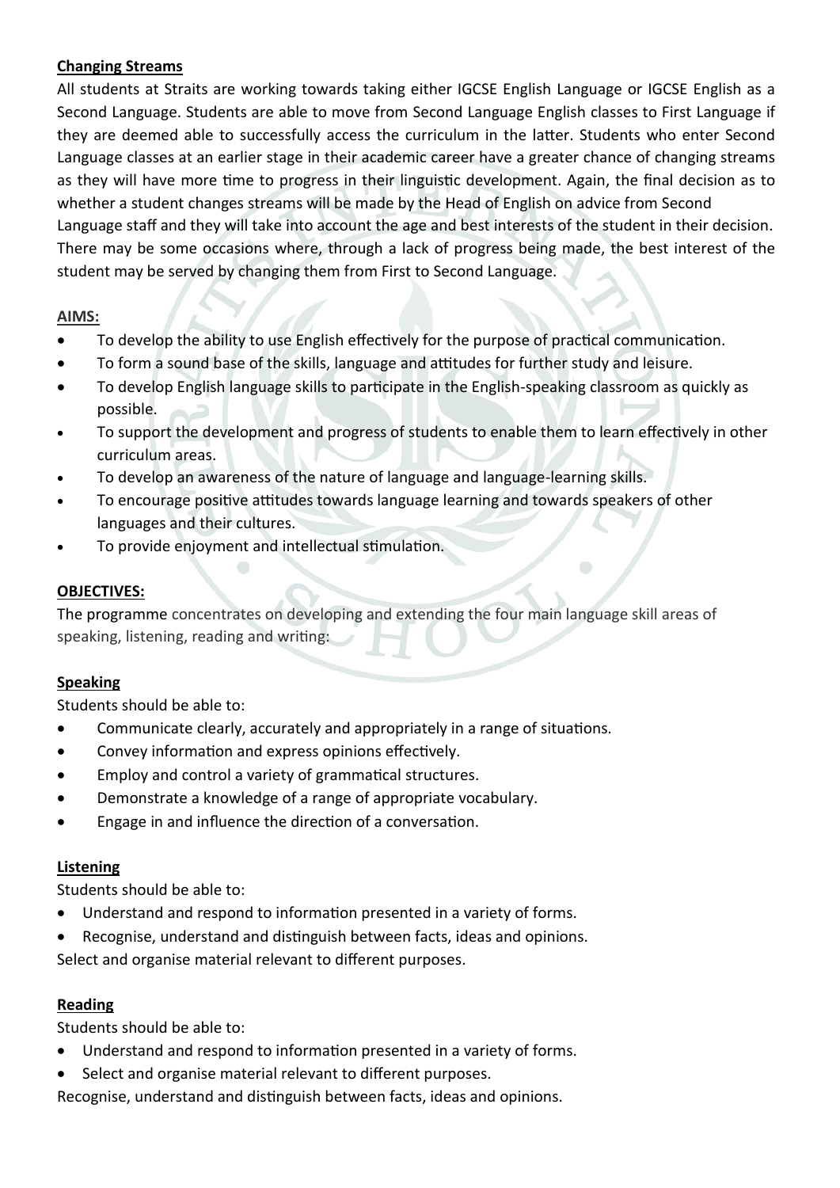**Changing Streams**

All students at Straits are working towards taking either IGCSE English Language or IGCSE English as a Second Language. Students are able to move from Second Language English classes to First Language if they are deemed able to successfully access the curriculum in the latter. Students who enter Second Language classes at an earlier stage in their academic career have a greater chance of changing streams as they will have more time to progress in their linguistic development. Again, the final decision as to whether a student changes streams will be made by the Head of English on advice from Second Language staff and they will take into account the age and best interests of the student in their decision. There may be some occasions where, through a lack of progress being made, the best interest of the student may be served by changing them from First to Second Language.

**AIMS:**

- To develop the ability to use English effectively for the purpose of practical communication.
- To form a sound base of the skills, language and attitudes for further study and leisure.
- To develop English language skills to participate in the English-speaking classroom as quickly as possible.
- To support the development and progress of students to enable them to learn effectively in other curriculum areas.
- To develop an awareness of the nature of language and language-learning skills.
- To encourage positive attitudes towards language learning and towards speakers of other languages and their cultures.
- To provide enjoyment and intellectual stimulation.

**OBJECTIVES:**

The programme concentrates on developing and extending the four main language skill areas of speaking, listening, reading and writing:

**Speaking**

Students should be able to:

- Communicate clearly, accurately and appropriately in a range of situations.
- Convey information and express opinions effectively.
- Employ and control a variety of grammatical structures.
- Demonstrate a knowledge of a range of appropriate vocabulary.
- Engage in and influence the direction of a conversation.

**Listening**

Students should be able to:

- Understand and respond to information presented in a variety of forms.
- Recognise, understand and distinguish between facts, ideas and opinions.

Select and organise material relevant to different purposes.

**Reading**

Students should be able to:

- Understand and respond to information presented in a variety of forms.
- Select and organise material relevant to different purposes.

Recognise, understand and distinguish between facts, ideas and opinions.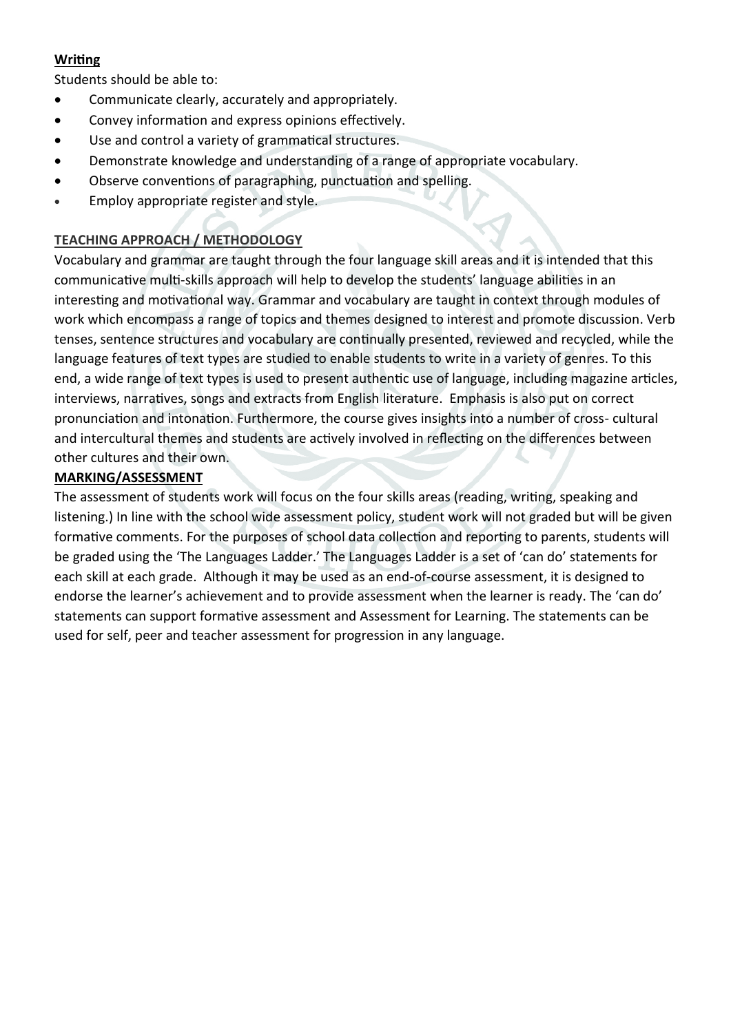**Writing**

Students should be able to:

- Communicate clearly, accurately and appropriately.
- Convey information and express opinions effectively.
- Use and control a variety of grammatical structures.
- Demonstrate knowledge and understanding of a range of appropriate vocabulary.
- Observe conventions of paragraphing, punctuation and spelling.
- Employ appropriate register and style.

**TEACHING APPROACH / METHODOLOGY**

Vocabulary and grammar are taught through the four language skill areas and it is intended that this communicative multi-skills approach will help to develop the students' language abilities in an interesting and motivational way. Grammar and vocabulary are taught in context through modules of work which encompass a range of topics and themes designed to interest and promote discussion. Verb tenses, sentence structures and vocabulary are continually presented, reviewed and recycled, while the language features of text types are studied to enable students to write in a variety of genres. To this end, a wide range of text types is used to present authentic use of language, including magazine articles, interviews, narratives, songs and extracts from English literature. Emphasis is also put on correct pronunciation and intonation. Furthermore, the course gives insights into a number of cross- cultural and intercultural themes and students are actively involved in reflecting on the differences between other cultures and their own.

**MARKING/ASSESSMENT**

The assessment of students work will focus on the four skills areas (reading, writing, speaking and listening.) In line with the school wide assessment policy, student work will not graded but will be given formative comments. For the purposes of school data collection and reporting to parents, students will be graded using the 'The Languages Ladder.' The Languages Ladder is a set of 'can do' statements for each skill at each grade. Although it may be used as an end-of-course assessment, it is designed to endorse the learner's achievement and to provide assessment when the learner is ready. The 'can do' statements can support formative assessment and Assessment for Learning. The statements can be used for self, peer and teacher assessment for progression in any language.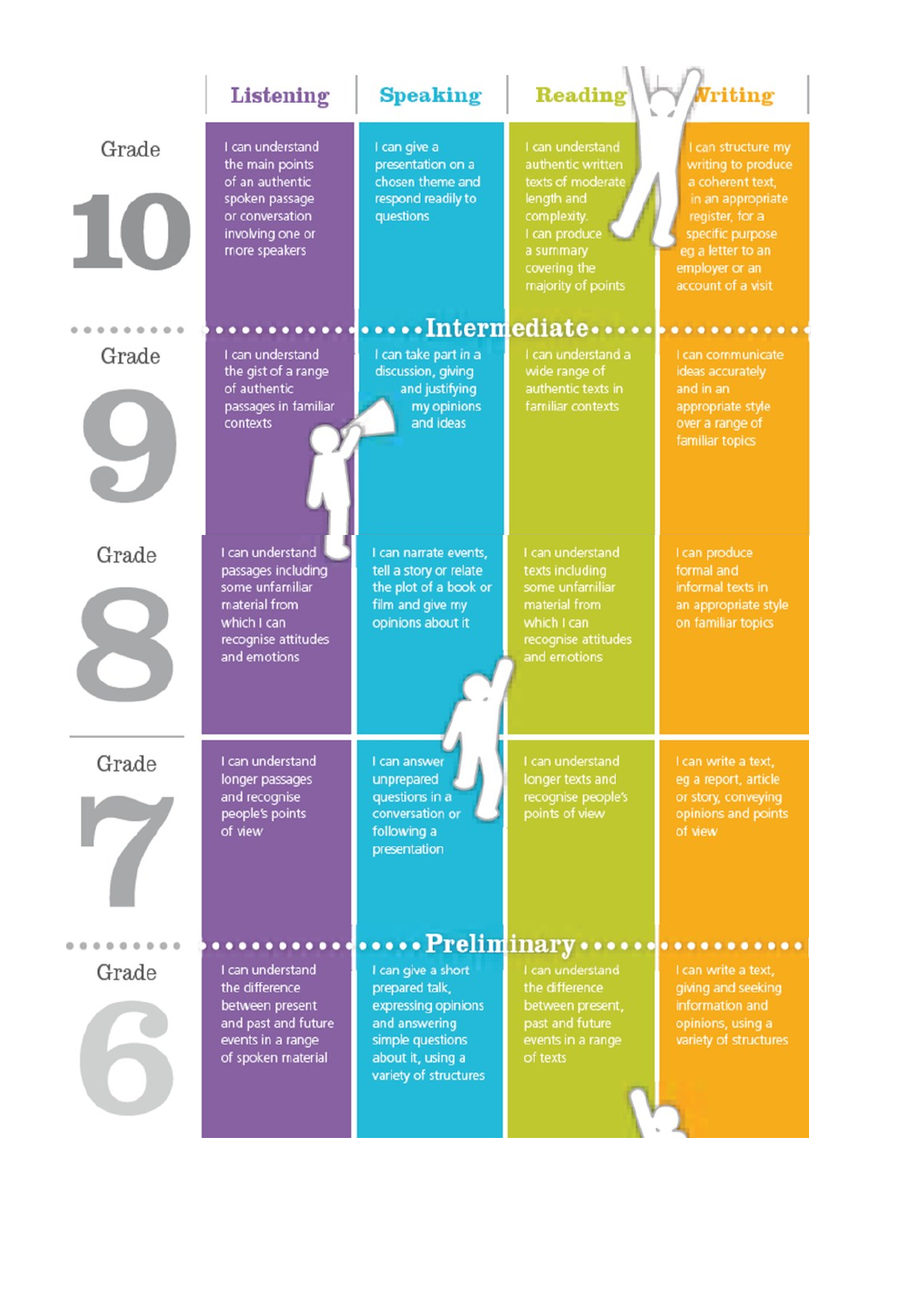| | Listening | Speaking | Reading | Writing |
|---|---|---|---|---|
| **Grade 10** | I can understand the main points of an authentic spoken passage or conversation involving one or more speakers | I can give a presentation on a chosen theme and respond readily to questions | I can understand authentic written texts of moderate length and complexity. I can produce a summary covering the majority of points | I can structure my writing to produce a coherent text, in an appropriate register, for a specific purpose eg a letter to an employer or an account of a visit |
| **Intermediate** | | | | |
| **Grade 9** | I can understand the gist of a range of authentic passages in familiar contexts | I can take part in a discussion, giving and justifying my opinions and ideas | I can understand a wide range of authentic texts in familiar contexts | I can communicate ideas accurately and in an appropriate style over a range of familiar topics |
| **Grade 8** | I can understand passages including some unfamiliar material from which I can recognise attitudes and emotions | I can narrate events, tell a story or relate the plot of a book or film and give my opinions about it | I can understand texts including some unfamiliar material from which I can recognise attitudes and emotions | I can produce formal and informal texts in an appropriate style on familiar topics |
| **Grade 7** | I can understand longer passages and recognise people's points of view | I can answer unprepared questions in a conversation or following a presentation | I can understand longer texts and recognise people's points of view | I can write a text, eg a report, article or story, conveying opinions and points of view |
| **Preliminary** | | | | |
| **Grade 6** | I can understand the difference between present and past and future events in a range of spoken material | I can give a short prepared talk, expressing opinions and answering simple questions about it, using a variety of structures | I can understand the difference between present, past and future events in a range of texts | I can write a text, giving and seeking information and opinions, using a variety of structures |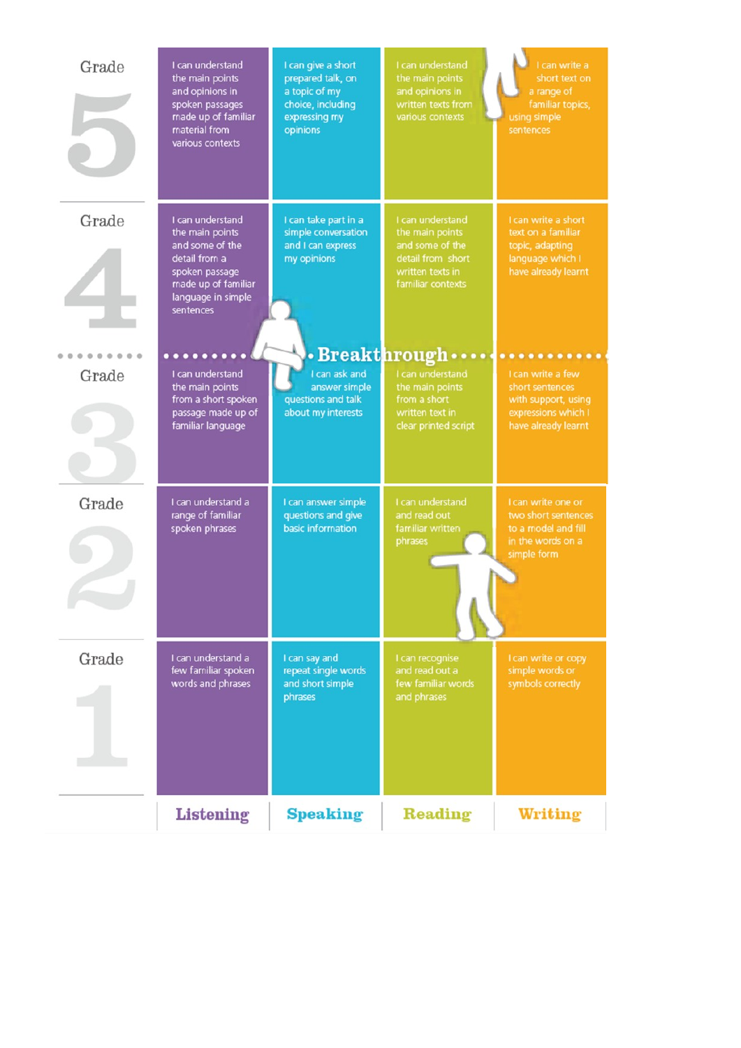| Grade | Listening | Speaking | Reading | Writing |
|---|---|---|---|---|
| Grade 5 | I can understand the main points and opinions in spoken passages made up of familiar material from various contexts | I can give a short prepared talk, on a topic of my choice, including expressing my opinions | I can understand the main points and opinions in written texts from various contexts | I can write a short text on a range of familiar topics, using simple sentences |
| Grade 4 | I can understand the main points and some of the detail from a spoken passage made up of familiar language in simple sentences | I can take part in a simple conversation and I can express my opinions | I can understand the main points and some of the detail from short written texts in familiar contexts | I can write a short text on a familiar topic, adapting language which I have already learnt |
| **Breakthrough** | | | | |
| Grade 3 | I can understand the main points from a short spoken passage made up of familiar language | I can ask and answer simple questions and talk about my interests | I can understand the main points from a short written text in clear printed script | I can write a few short sentences with support, using expressions which I have already learnt |
| Grade 2 | I can understand a range of familiar spoken phrases | I can answer simple questions and give basic information | I can understand and read out familiar written phrases | I can write one or two short sentences to a model and fill in the words on a simple form |
| Grade 1 | I can understand a few familiar spoken words and phrases | I can say and repeat single words and short simple phrases | I can recognise and read out a few familiar words and phrases | I can write or copy simple words or symbols correctly |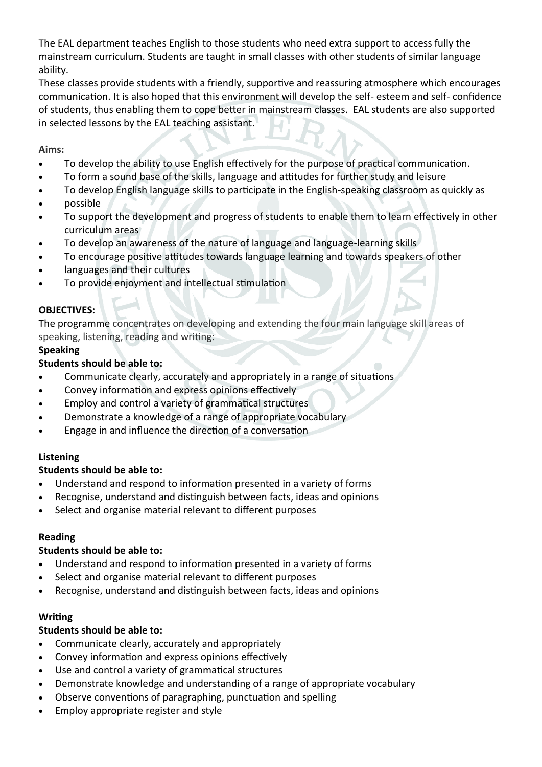The EAL department teaches English to those students who need extra support to access fully the mainstream curriculum. Students are taught in small classes with other students of similar language ability.

These classes provide students with a friendly, supportive and reassuring atmosphere which encourages communication. It is also hoped that this environment will develop the self- esteem and self- confidence of students, thus enabling them to cope better in mainstream classes. EAL students are also supported in selected lessons by the EAL teaching assistant.

**Aims:**

- To develop the ability to use English effectively for the purpose of practical communication.
- To form a sound base of the skills, language and attitudes for further study and leisure
- To develop English language skills to participate in the English-speaking classroom as quickly as
- possible
- To support the development and progress of students to enable them to learn effectively in other curriculum areas
- To develop an awareness of the nature of language and language-learning skills
- To encourage positive attitudes towards language learning and towards speakers of other
- languages and their cultures
- To provide enjoyment and intellectual stimulation

**OBJECTIVES:**

The programme concentrates on developing and extending the four main language skill areas of speaking, listening, reading and writing:

**Speaking**

**Students should be able to:**

- Communicate clearly, accurately and appropriately in a range of situations
- Convey information and express opinions effectively
- Employ and control a variety of grammatical structures
- Demonstrate a knowledge of a range of appropriate vocabulary
- Engage in and influence the direction of a conversation

**Listening**

**Students should be able to:**

- Understand and respond to information presented in a variety of forms
- Recognise, understand and distinguish between facts, ideas and opinions
- Select and organise material relevant to different purposes

**Reading**

**Students should be able to:**

- Understand and respond to information presented in a variety of forms
- Select and organise material relevant to different purposes
- Recognise, understand and distinguish between facts, ideas and opinions

**Writing**

**Students should be able to:**

- Communicate clearly, accurately and appropriately
- Convey information and express opinions effectively
- Use and control a variety of grammatical structures
- Demonstrate knowledge and understanding of a range of appropriate vocabulary
- Observe conventions of paragraphing, punctuation and spelling
- Employ appropriate register and style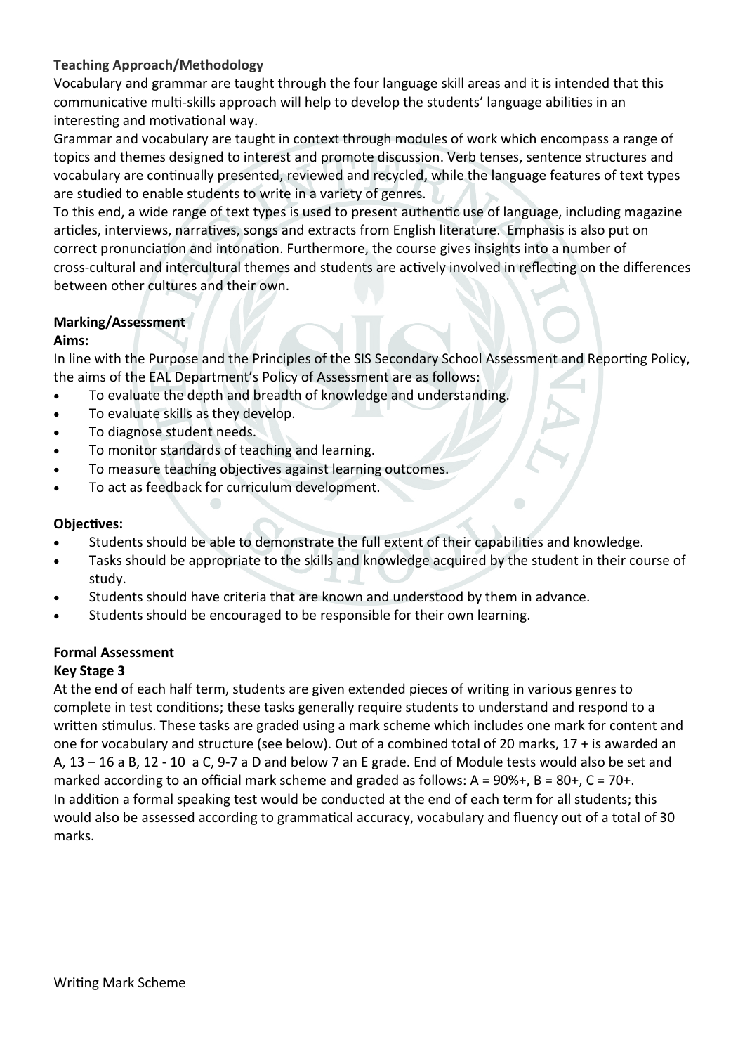**Teaching Approach/Methodology**

Vocabulary and grammar are taught through the four language skill areas and it is intended that this communicative multi-skills approach will help to develop the students' language abilities in an interesting and motivational way.

Grammar and vocabulary are taught in context through modules of work which encompass a range of topics and themes designed to interest and promote discussion. Verb tenses, sentence structures and vocabulary are continually presented, reviewed and recycled, while the language features of text types are studied to enable students to write in a variety of genres.

To this end, a wide range of text types is used to present authentic use of language, including magazine articles, interviews, narratives, songs and extracts from English literature. Emphasis is also put on correct pronunciation and intonation. Furthermore, the course gives insights into a number of cross-cultural and intercultural themes and students are actively involved in reflecting on the differences between other cultures and their own.

**Marking/Assessment**

**Aims:**

In line with the Purpose and the Principles of the SIS Secondary School Assessment and Reporting Policy, the aims of the EAL Department's Policy of Assessment are as follows:

- To evaluate the depth and breadth of knowledge and understanding.
- To evaluate skills as they develop.
- To diagnose student needs.
- To monitor standards of teaching and learning.
- To measure teaching objectives against learning outcomes.
- To act as feedback for curriculum development.

**Objectives:**

- Students should be able to demonstrate the full extent of their capabilities and knowledge.
- Tasks should be appropriate to the skills and knowledge acquired by the student in their course of study.
- Students should have criteria that are known and understood by them in advance.
- Students should be encouraged to be responsible for their own learning.

**Formal Assessment**

**Key Stage 3**

At the end of each half term, students are given extended pieces of writing in various genres to complete in test conditions; these tasks generally require students to understand and respond to a written stimulus. These tasks are graded using a mark scheme which includes one mark for content and one for vocabulary and structure (see below). Out of a combined total of 20 marks, 17 + is awarded an A, 13 – 16 a B, 12 - 10 a C, 9-7 a D and below 7 an E grade. End of Module tests would also be set and marked according to an official mark scheme and graded as follows: A = 90%+, B = 80+, C = 70+.
In addition a formal speaking test would be conducted at the end of each term for all students; this would also be assessed according to grammatical accuracy, vocabulary and fluency out of a total of 30 marks.

Writing Mark Scheme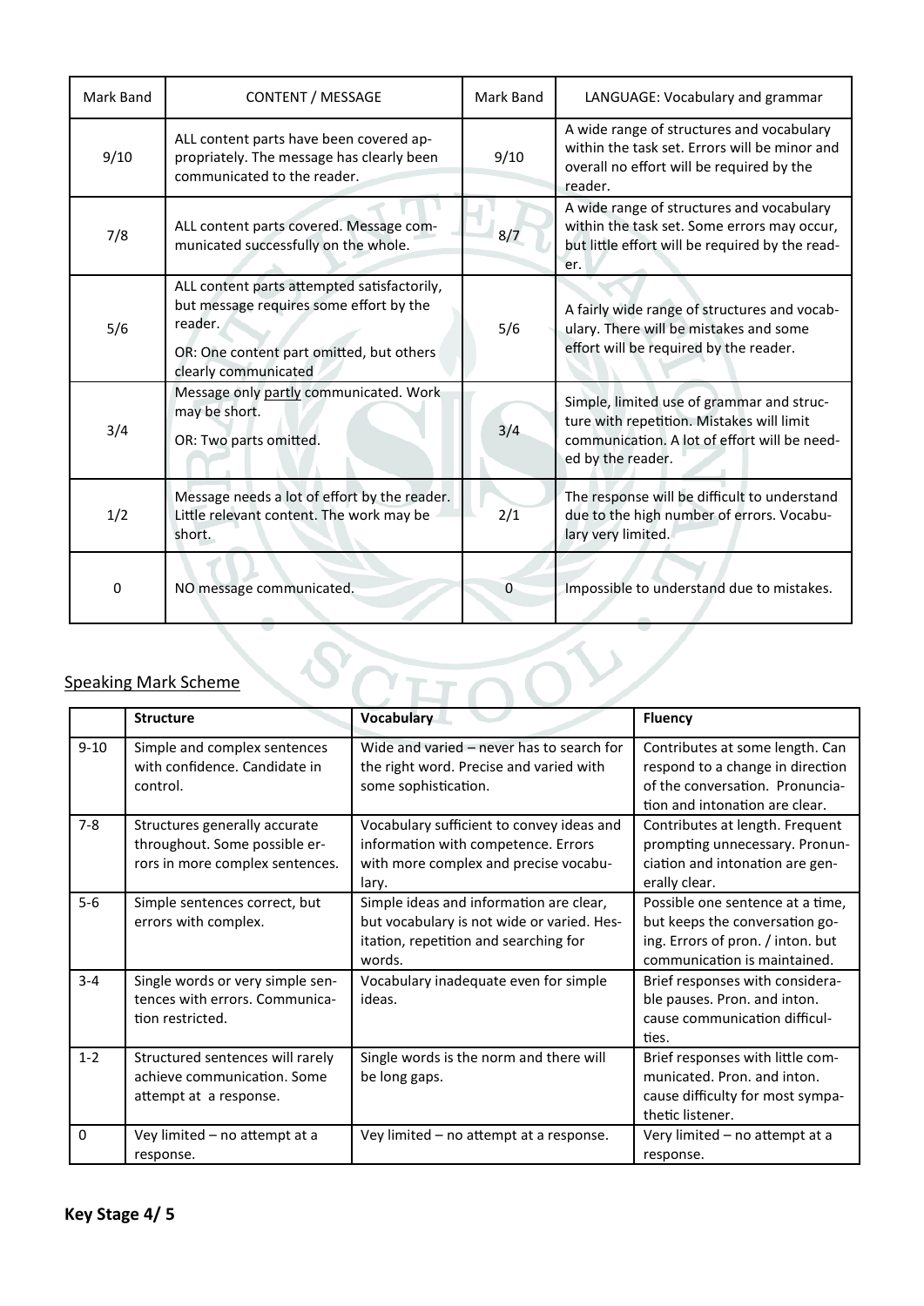| Mark Band | CONTENT / MESSAGE | Mark Band | LANGUAGE: Vocabulary and grammar |
|---|---|---|---|
| 9/10 | ALL content parts have been covered appropriately. The message has clearly been communicated to the reader. | 9/10 | A wide range of structures and vocabulary within the task set. Errors will be minor and overall no effort will be required by the reader. |
| 7/8 | ALL content parts covered. Message communicated successfully on the whole. | 8/7 | A wide range of structures and vocabulary within the task set. Some errors may occur, but little effort will be required by the reader. |
| 5/6 | ALL content parts attempted satisfactorily, but message requires some effort by the reader.<br>OR: One content part omitted, but others clearly communicated | 5/6 | A fairly wide range of structures and vocabulary. There will be mistakes and some effort will be required by the reader. |
| 3/4 | Message only <u>partly</u> communicated. Work may be short.<br>OR: Two parts omitted. | 3/4 | Simple, limited use of grammar and structure with repetition. Mistakes will limit communication. A lot of effort will be needed by the reader. |
| 1/2 | Message needs a lot of effort by the reader. Little relevant content. The work may be short. | 2/1 | The response will be difficult to understand due to the high number of errors. Vocabulary very limited. |
| 0 | NO message communicated. | 0 | Impossible to understand due to mistakes. |

<u>Speaking Mark Scheme</u>

| | **Structure** | **Vocabulary** | **Fluency** |
|---|---|---|---|
| 9-10 | Simple and complex sentences with confidence. Candidate in control. | Wide and varied – never has to search for the right word. Precise and varied with some sophistication. | Contributes at some length. Can respond to a change in direction of the conversation. Pronunciation and intonation are clear. |
| 7-8 | Structures generally accurate throughout. Some possible errors in more complex sentences. | Vocabulary sufficient to convey ideas and information with competence. Errors with more complex and precise vocabulary. | Contributes at length. Frequent prompting unnecessary. Pronunciation and intonation are generally clear. |
| 5-6 | Simple sentences correct, but errors with complex. | Simple ideas and information are clear, but vocabulary is not wide or varied. Hesitation, repetition and searching for words. | Possible one sentence at a time, but keeps the conversation going. Errors of pron. / inton. but communication is maintained. |
| 3-4 | Single words or very simple sentences with errors. Communication restricted. | Vocabulary inadequate even for simple ideas. | Brief responses with considerable pauses. Pron. and inton. cause communication difficulties. |
| 1-2 | Structured sentences will rarely achieve communication. Some attempt at a response. | Single words is the norm and there will be long gaps. | Brief responses with little communicated. Pron. and inton. cause difficulty for most sympathetic listener. |
| 0 | Vey limited – no attempt at a response. | Vey limited – no attempt at a response. | Very limited – no attempt at a response. |

**Key Stage 4/ 5**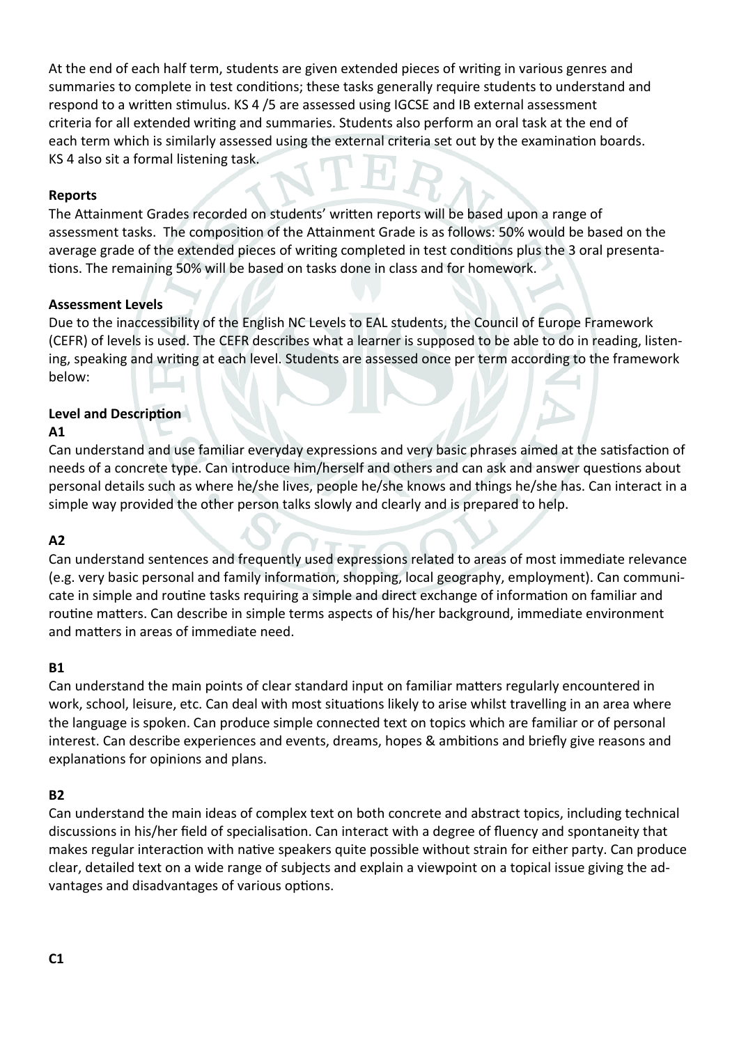At the end of each half term, students are given extended pieces of writing in various genres and summaries to complete in test conditions; these tasks generally require students to understand and respond to a written stimulus. KS 4 /5 are assessed using IGCSE and IB external assessment criteria for all extended writing and summaries. Students also perform an oral task at the end of each term which is similarly assessed using the external criteria set out by the examination boards. KS 4 also sit a formal listening task.

**Reports**

The Attainment Grades recorded on students' written reports will be based upon a range of assessment tasks. The composition of the Attainment Grade is as follows: 50% would be based on the average grade of the extended pieces of writing completed in test conditions plus the 3 oral presentations. The remaining 50% will be based on tasks done in class and for homework.

**Assessment Levels**

Due to the inaccessibility of the English NC Levels to EAL students, the Council of Europe Framework (CEFR) of levels is used. The CEFR describes what a learner is supposed to be able to do in reading, listening, speaking and writing at each level. Students are assessed once per term according to the framework below:

**Level and Description**

**A1**

Can understand and use familiar everyday expressions and very basic phrases aimed at the satisfaction of needs of a concrete type. Can introduce him/herself and others and can ask and answer questions about personal details such as where he/she lives, people he/she knows and things he/she has. Can interact in a simple way provided the other person talks slowly and clearly and is prepared to help.

**A2**

Can understand sentences and frequently used expressions related to areas of most immediate relevance (e.g. very basic personal and family information, shopping, local geography, employment). Can communicate in simple and routine tasks requiring a simple and direct exchange of information on familiar and routine matters. Can describe in simple terms aspects of his/her background, immediate environment and matters in areas of immediate need.

**B1**

Can understand the main points of clear standard input on familiar matters regularly encountered in work, school, leisure, etc. Can deal with most situations likely to arise whilst travelling in an area where the language is spoken. Can produce simple connected text on topics which are familiar or of personal interest. Can describe experiences and events, dreams, hopes & ambitions and briefly give reasons and explanations for opinions and plans.

**B2**

Can understand the main ideas of complex text on both concrete and abstract topics, including technical discussions in his/her field of specialisation. Can interact with a degree of fluency and spontaneity that makes regular interaction with native speakers quite possible without strain for either party. Can produce clear, detailed text on a wide range of subjects and explain a viewpoint on a topical issue giving the advantages and disadvantages of various options.

**C1**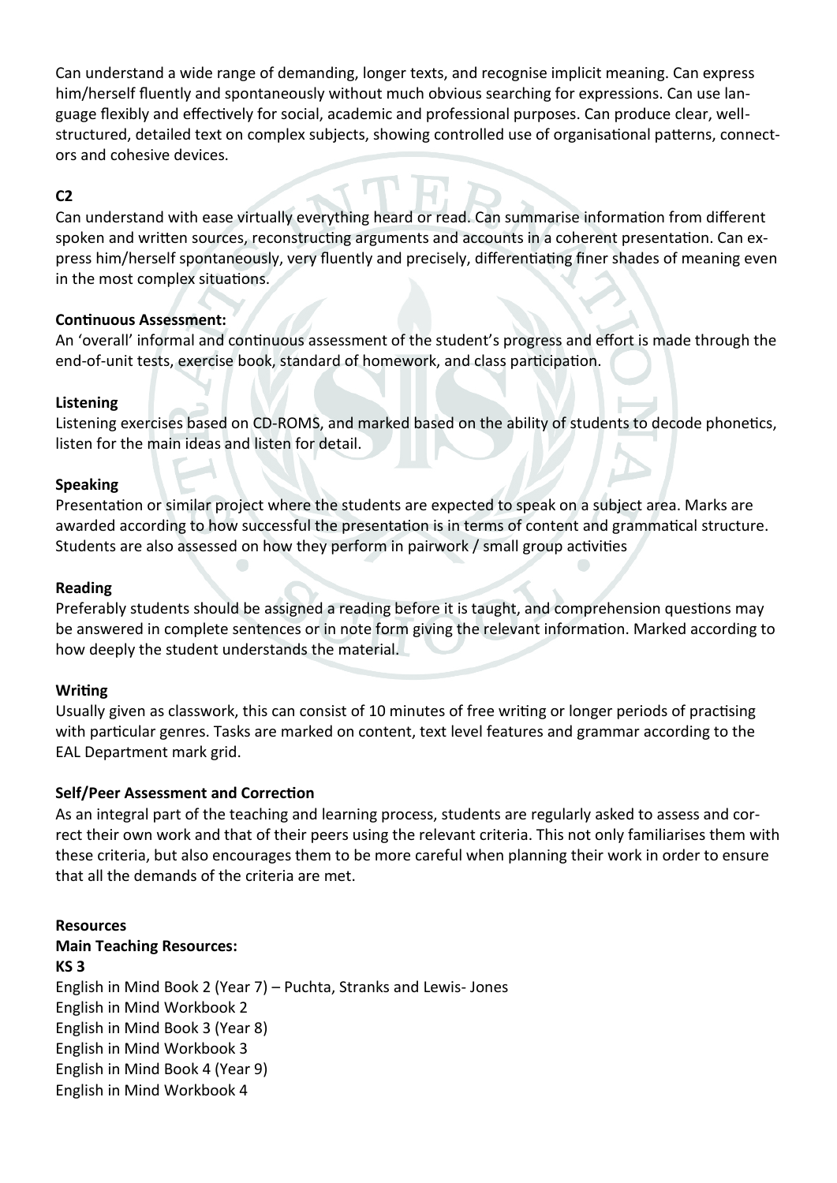Can understand a wide range of demanding, longer texts, and recognise implicit meaning. Can express him/herself fluently and spontaneously without much obvious searching for expressions. Can use language flexibly and effectively for social, academic and professional purposes. Can produce clear, well-structured, detailed text on complex subjects, showing controlled use of organisational patterns, connectors and cohesive devices.

**C2**

Can understand with ease virtually everything heard or read. Can summarise information from different spoken and written sources, reconstructing arguments and accounts in a coherent presentation. Can express him/herself spontaneously, very fluently and precisely, differentiating finer shades of meaning even in the most complex situations.

**Continuous Assessment:**

An 'overall' informal and continuous assessment of the student's progress and effort is made through the end-of-unit tests, exercise book, standard of homework, and class participation.

**Listening**

Listening exercises based on CD-ROMS, and marked based on the ability of students to decode phonetics, listen for the main ideas and listen for detail.

**Speaking**

Presentation or similar project where the students are expected to speak on a subject area. Marks are awarded according to how successful the presentation is in terms of content and grammatical structure. Students are also assessed on how they perform in pairwork / small group activities

**Reading**

Preferably students should be assigned a reading before it is taught, and comprehension questions may be answered in complete sentences or in note form giving the relevant information. Marked according to how deeply the student understands the material.

**Writing**

Usually given as classwork, this can consist of 10 minutes of free writing or longer periods of practising with particular genres. Tasks are marked on content, text level features and grammar according to the EAL Department mark grid.

**Self/Peer Assessment and Correction**

As an integral part of the teaching and learning process, students are regularly asked to assess and correct their own work and that of their peers using the relevant criteria. This not only familiarises them with these criteria, but also encourages them to be more careful when planning their work in order to ensure that all the demands of the criteria are met.

**Resources**

**Main Teaching Resources:**

**KS 3**

English in Mind Book 2 (Year 7) – Puchta, Stranks and Lewis- Jones
English in Mind Workbook 2
English in Mind Book 3 (Year 8)
English in Mind Workbook 3
English in Mind Book 4 (Year 9)
English in Mind Workbook 4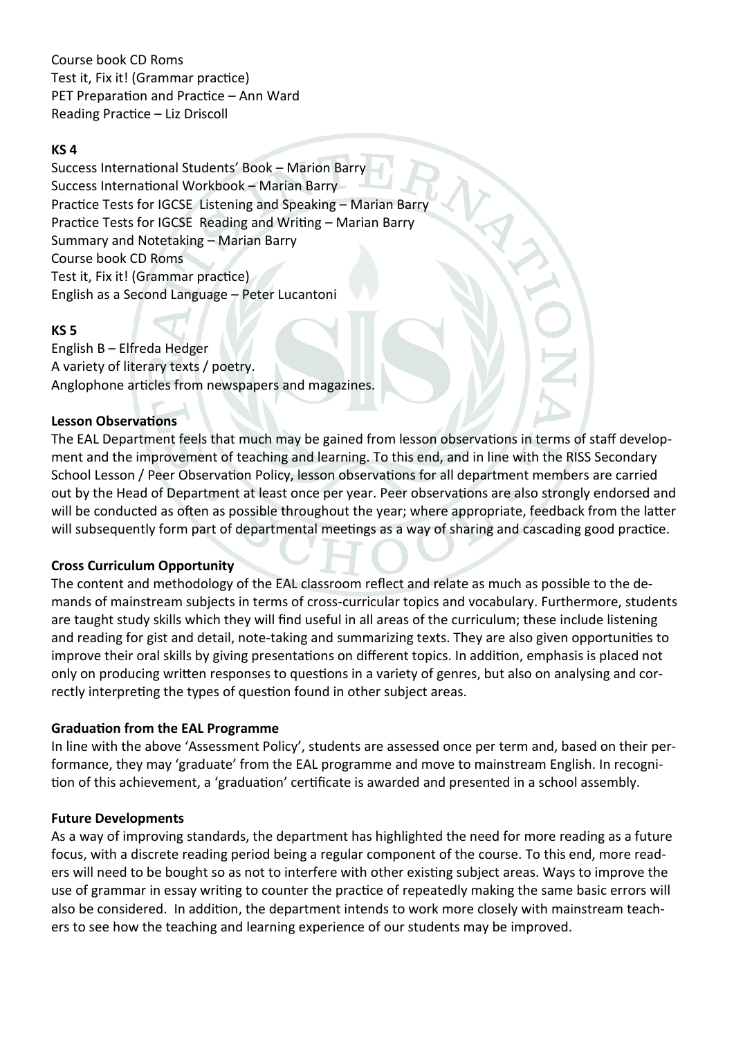Course book CD Roms
Test it, Fix it! (Grammar practice)
PET Preparation and Practice – Ann Ward
Reading Practice – Liz Driscoll

**KS 4**

Success International Students' Book – Marion Barry
Success International Workbook – Marian Barry
Practice Tests for IGCSE Listening and Speaking – Marian Barry
Practice Tests for IGCSE Reading and Writing – Marian Barry
Summary and Notetaking – Marian Barry
Course book CD Roms
Test it, Fix it! (Grammar practice)
English as a Second Language – Peter Lucantoni

**KS 5**

English B – Elfreda Hedger
A variety of literary texts / poetry.
Anglophone articles from newspapers and magazines.

**Lesson Observations**

The EAL Department feels that much may be gained from lesson observations in terms of staff development and the improvement of teaching and learning. To this end, and in line with the RISS Secondary School Lesson / Peer Observation Policy, lesson observations for all department members are carried out by the Head of Department at least once per year. Peer observations are also strongly endorsed and will be conducted as often as possible throughout the year; where appropriate, feedback from the latter will subsequently form part of departmental meetings as a way of sharing and cascading good practice.

**Cross Curriculum Opportunity**

The content and methodology of the EAL classroom reflect and relate as much as possible to the demands of mainstream subjects in terms of cross-curricular topics and vocabulary. Furthermore, students are taught study skills which they will find useful in all areas of the curriculum; these include listening and reading for gist and detail, note-taking and summarizing texts. They are also given opportunities to improve their oral skills by giving presentations on different topics. In addition, emphasis is placed not only on producing written responses to questions in a variety of genres, but also on analysing and correctly interpreting the types of question found in other subject areas.

**Graduation from the EAL Programme**

In line with the above 'Assessment Policy', students are assessed once per term and, based on their performance, they may 'graduate' from the EAL programme and move to mainstream English. In recognition of this achievement, a 'graduation' certificate is awarded and presented in a school assembly.

**Future Developments**

As a way of improving standards, the department has highlighted the need for more reading as a future focus, with a discrete reading period being a regular component of the course. To this end, more readers will need to be bought so as not to interfere with other existing subject areas. Ways to improve the use of grammar in essay writing to counter the practice of repeatedly making the same basic errors will also be considered. In addition, the department intends to work more closely with mainstream teachers to see how the teaching and learning experience of our students may be improved.